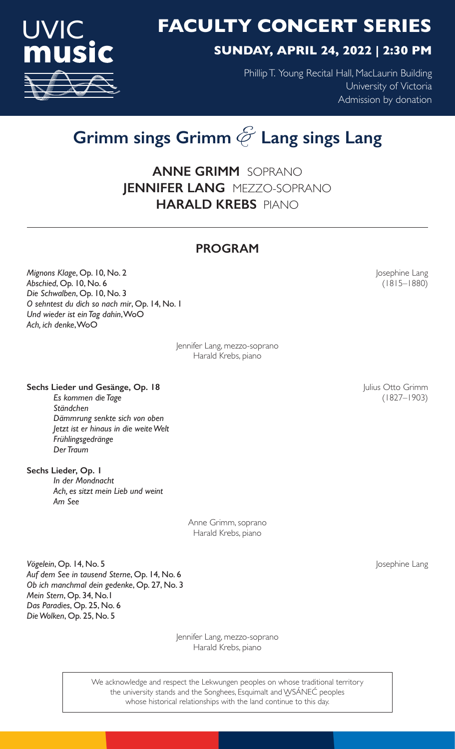UVIC **music**

# FACULTY CONCERT SERIES

## SUNDAY, APRIL 24, 2022 | 2:30 PM

Phillip T. Young Recital Hall, MacLaurin Building
University of Victoria
Admission by donation

# Grimm sings Grimm & Lang sings Lang

**ANNE GRIMM** SOPRANO
**JENNIFER LANG** MEZZO-SOPRANO
**HARALD KREBS** PIANO

## PROGRAM

Josephine Lang (1815–1880)

*Mignons Klage*, Op. 10, No. 2
*Abschied*, Op. 10, No. 6
*Die Schwalben*, Op. 10, No. 3
*O sehntest du dich so nach mir*, Op. 14, No. 1
*Und wieder ist ein Tag dahin*, WoO
*Ach, ich denke*, WoO

Jennifer Lang, mezzo-soprano
Harald Krebs, piano

Julius Otto Grimm (1827–1903)

**Sechs Lieder und Gesänge, Op. 18**

*Es kommen die Tage*
*Ständchen*
*Dämmrung senkte sich von oben*
*Jetzt ist er hinaus in die weite Welt*
*Frühlingsgedränge*
*Der Traum*

**Sechs Lieder, Op. 1**

*In der Mondnacht*
*Ach, es sitzt mein Lieb und weint*
*Am See*

Anne Grimm, soprano
Harald Krebs, piano

Josephine Lang

*Vögelein*, Op. 14, No. 5
*Auf dem See in tausend Sterne*, Op. 14, No. 6
*Ob ich manchmal dein gedenke*, Op. 27, No. 3
*Mein Stern*, Op. 34, No.1
*Das Paradies*, Op. 25, No. 6
*Die Wolken*, Op. 25, No. 5

Jennifer Lang, mezzo-soprano
Harald Krebs, piano

We acknowledge and respect the Lekwungen peoples on whose traditional territory the university stands and the Songhees, Esquimalt and W̱SÁNEĆ peoples whose historical relationships with the land continue to this day.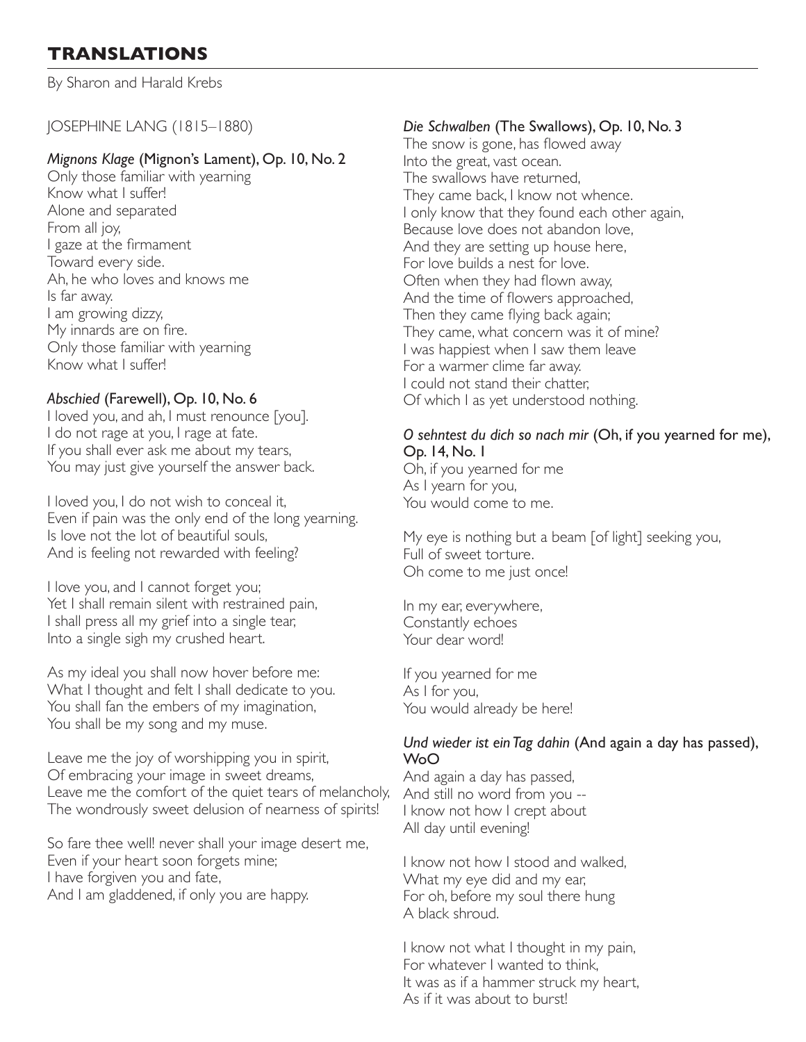# TRANSLATIONS

By Sharon and Harald Krebs

JOSEPHINE LANG (1815–1880)

### *Mignons Klage* (Mignon's Lament), Op. 10, No. 2

Only those familiar with yearning  
Know what I suffer!  
Alone and separated  
From all joy,  
I gaze at the firmament  
Toward every side.  
Ah, he who loves and knows me  
Is far away.  
I am growing dizzy,  
My innards are on fire.  
Only those familiar with yearning  
Know what I suffer!

### *Abschied* (Farewell), Op. 10, No. 6

I loved you, and ah, I must renounce [you].  
I do not rage at you, I rage at fate.  
If you shall ever ask me about my tears,  
You may just give yourself the answer back.

I loved you, I do not wish to conceal it,  
Even if pain was the only end of the long yearning.  
Is love not the lot of beautiful souls,  
And is feeling not rewarded with feeling?

I love you, and I cannot forget you;  
Yet I shall remain silent with restrained pain,  
I shall press all my grief into a single tear,  
Into a single sigh my crushed heart.

As my ideal you shall now hover before me:  
What I thought and felt I shall dedicate to you.  
You shall fan the embers of my imagination,  
You shall be my song and my muse.

Leave me the joy of worshipping you in spirit,  
Of embracing your image in sweet dreams,  
Leave me the comfort of the quiet tears of melancholy,  
The wondrously sweet delusion of nearness of spirits!

So fare thee well! never shall your image desert me,  
Even if your heart soon forgets mine;  
I have forgiven you and fate,  
And I am gladdened, if only you are happy.

### *Die Schwalben* (The Swallows), Op. 10, No. 3

The snow is gone, has flowed away  
Into the great, vast ocean.  
The swallows have returned,  
They came back, I know not whence.  
I only know that they found each other again,  
Because love does not abandon love,  
And they are setting up house here,  
For love builds a nest for love.  
Often when they had flown away,  
And the time of flowers approached,  
Then they came flying back again;  
They came, what concern was it of mine?  
I was happiest when I saw them leave  
For a warmer clime far away.  
I could not stand their chatter,  
Of which I as yet understood nothing.

### *O sehntest du dich so nach mir* (Oh, if you yearned for me), Op. 14, No. 1

Oh, if you yearned for me  
As I yearn for you,  
You would come to me.

My eye is nothing but a beam [of light] seeking you,  
Full of sweet torture.  
Oh come to me just once!

In my ear, everywhere,  
Constantly echoes  
Your dear word!

If you yearned for me  
As I for you,  
You would already be here!

### *Und wieder ist ein Tag dahin* (And again a day has passed), WoO

And again a day has passed,  
And still no word from you --  
I know not how I crept about  
All day until evening!

I know not how I stood and walked,  
What my eye did and my ear,  
For oh, before my soul there hung  
A black shroud.

I know not what I thought in my pain,  
For whatever I wanted to think,  
It was as if a hammer struck my heart,  
As if it was about to burst!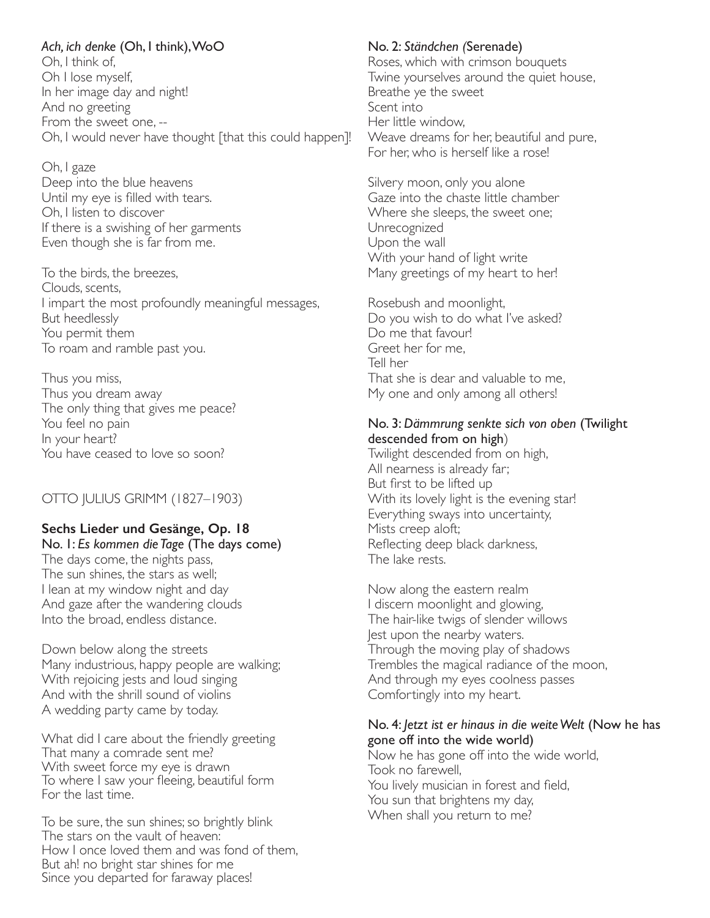*Ach, ich denke* (Oh, I think), WoO

Oh, I think of,
Oh I lose myself,
In her image day and night!
And no greeting
From the sweet one, --
Oh, I would never have thought [that this could happen]!

Oh, I gaze
Deep into the blue heavens
Until my eye is filled with tears.
Oh, I listen to discover
If there is a swishing of her garments
Even though she is far from me.

To the birds, the breezes,
Clouds, scents,
I impart the most profoundly meaningful messages,
But heedlessly
You permit them
To roam and ramble past you.

Thus you miss,
Thus you dream away
The only thing that gives me peace?
You feel no pain
In your heart?
You have ceased to love so soon?

OTTO JULIUS GRIMM (1827–1903)

**Sechs Lieder und Gesänge, Op. 18**

No. 1: *Es kommen die Tage* (The days come)

The days come, the nights pass,
The sun shines, the stars as well;
I lean at my window night and day
And gaze after the wandering clouds
Into the broad, endless distance.

Down below along the streets
Many industrious, happy people are walking;
With rejoicing jests and loud singing
And with the shrill sound of violins
A wedding party came by today.

What did I care about the friendly greeting
That many a comrade sent me?
With sweet force my eye is drawn
To where I saw your fleeing, beautiful form
For the last time.

To be sure, the sun shines; so brightly blink
The stars on the vault of heaven:
How I once loved them and was fond of them,
But ah! no bright star shines for me
Since you departed for faraway places!

No. 2: *Ständchen (*Serenade)

Roses, which with crimson bouquets
Twine yourselves around the quiet house,
Breathe ye the sweet
Scent into
Her little window,
Weave dreams for her, beautiful and pure,
For her, who is herself like a rose!

Silvery moon, only you alone
Gaze into the chaste little chamber
Where she sleeps, the sweet one;
Unrecognized
Upon the wall
With your hand of light write
Many greetings of my heart to her!

Rosebush and moonlight,
Do you wish to do what I've asked?
Do me that favour!
Greet her for me,
Tell her
That she is dear and valuable to me,
My one and only among all others!

No. 3: *Dämmrung senkte sich von oben* (Twilight descended from on high)

Twilight descended from on high,
All nearness is already far;
But first to be lifted up
With its lovely light is the evening star!
Everything sways into uncertainty,
Mists creep aloft;
Reflecting deep black darkness,
The lake rests.

Now along the eastern realm
I discern moonlight and glowing,
The hair-like twigs of slender willows
Jest upon the nearby waters.
Through the moving play of shadows
Trembles the magical radiance of the moon,
And through my eyes coolness passes
Comfortingly into my heart.

No. 4: *Jetzt ist er hinaus in die weite Welt* (Now he has gone off into the wide world)

Now he has gone off into the wide world,
Took no farewell,
You lively musician in forest and field,
You sun that brightens my day,
When shall you return to me?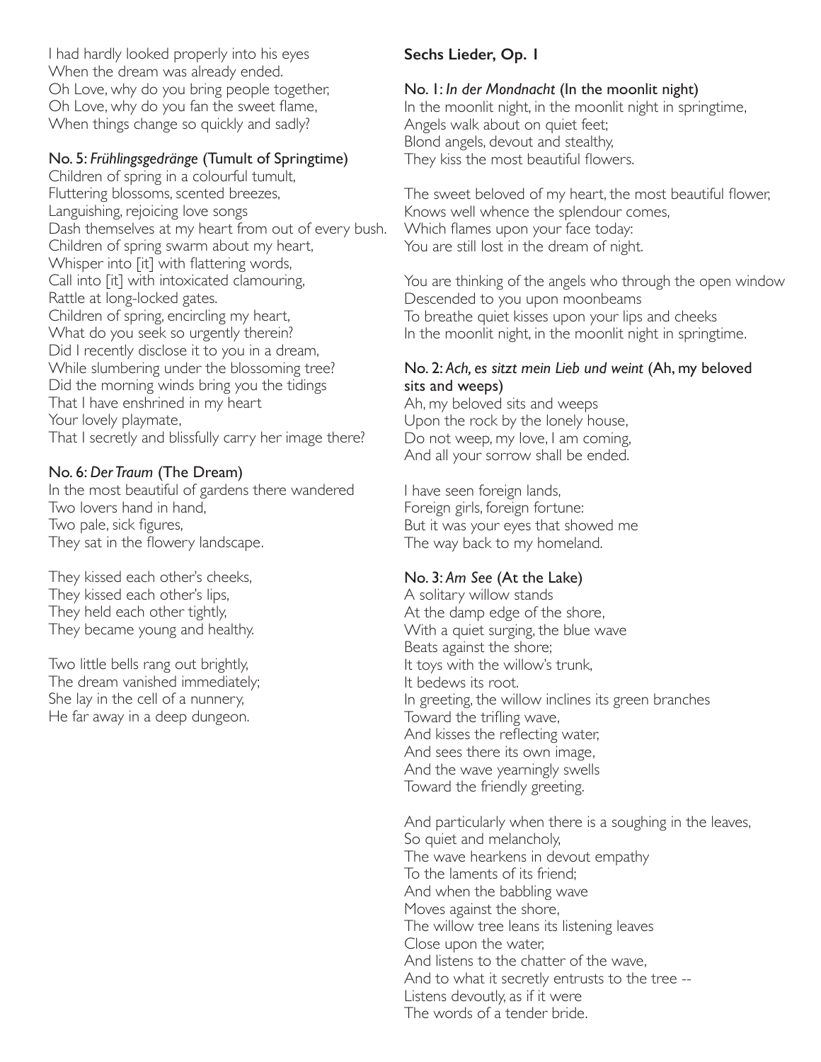I had hardly looked properly into his eyes
When the dream was already ended.
Oh Love, why do you bring people together,
Oh Love, why do you fan the sweet flame,
When things change so quickly and sadly?

### No. 5: *Frühlingsgedränge* (Tumult of Springtime)

Children of spring in a colourful tumult,
Fluttering blossoms, scented breezes,
Languishing, rejoicing love songs
Dash themselves at my heart from out of every bush.
Children of spring swarm about my heart,
Whisper into [it] with flattering words,
Call into [it] with intoxicated clamouring,
Rattle at long-locked gates.
Children of spring, encircling my heart,
What do you seek so urgently therein?
Did I recently disclose it to you in a dream,
While slumbering under the blossoming tree?
Did the morning winds bring you the tidings
That I have enshrined in my heart
Your lovely playmate,
That I secretly and blissfully carry her image there?

### No. 6: *Der Traum* (The Dream)

In the most beautiful of gardens there wandered
Two lovers hand in hand,
Two pale, sick figures,
They sat in the flowery landscape.

They kissed each other's cheeks,
They kissed each other's lips,
They held each other tightly,
They became young and healthy.

Two little bells rang out brightly,
The dream vanished immediately;
She lay in the cell of a nunnery,
He far away in a deep dungeon.

## Sechs Lieder, Op. 1

### No. 1: *In der Mondnacht* (In the moonlit night)

In the moonlit night, in the moonlit night in springtime,
Angels walk about on quiet feet;
Blond angels, devout and stealthy,
They kiss the most beautiful flowers.

The sweet beloved of my heart, the most beautiful flower,
Knows well whence the splendour comes,
Which flames upon your face today:
You are still lost in the dream of night.

You are thinking of the angels who through the open window
Descended to you upon moonbeams
To breathe quiet kisses upon your lips and cheeks
In the moonlit night, in the moonlit night in springtime.

### No. 2: *Ach, es sitzt mein Lieb und weint* (Ah, my beloved sits and weeps)

Ah, my beloved sits and weeps
Upon the rock by the lonely house,
Do not weep, my love, I am coming,
And all your sorrow shall be ended.

I have seen foreign lands,
Foreign girls, foreign fortune:
But it was your eyes that showed me
The way back to my homeland.

### No. 3: *Am See* (At the Lake)

A solitary willow stands
At the damp edge of the shore,
With a quiet surging, the blue wave
Beats against the shore;
It toys with the willow's trunk,
It bedews its root.
In greeting, the willow inclines its green branches
Toward the trifling wave,
And kisses the reflecting water,
And sees there its own image,
And the wave yearningly swells
Toward the friendly greeting.

And particularly when there is a soughing in the leaves,
So quiet and melancholy,
The wave hearkens in devout empathy
To the laments of its friend;
And when the babbling wave
Moves against the shore,
The willow tree leans its listening leaves
Close upon the water,
And listens to the chatter of the wave,
And to what it secretly entrusts to the tree --
Listens devoutly, as if it were
The words of a tender bride.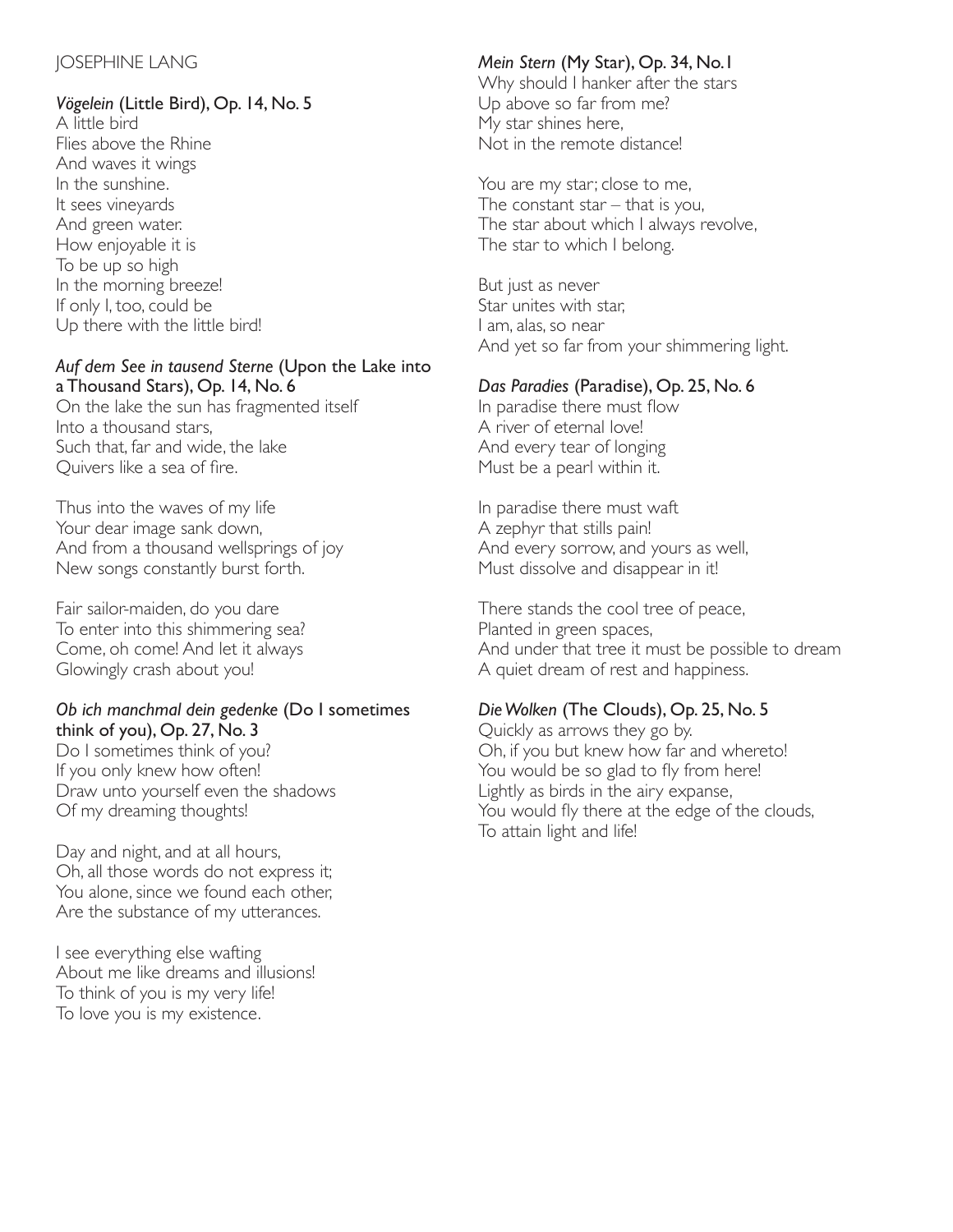JOSEPHINE LANG

### *Vögelein* (Little Bird), Op. 14, No. 5

A little bird
Flies above the Rhine
And waves it wings
In the sunshine.
It sees vineyards
And green water.
How enjoyable it is
To be up so high
In the morning breeze!
If only I, too, could be
Up there with the little bird!

### *Auf dem See in tausend Sterne* (Upon the Lake into a Thousand Stars), Op. 14, No. 6

On the lake the sun has fragmented itself
Into a thousand stars,
Such that, far and wide, the lake
Quivers like a sea of fire.

Thus into the waves of my life
Your dear image sank down,
And from a thousand wellsprings of joy
New songs constantly burst forth.

Fair sailor-maiden, do you dare
To enter into this shimmering sea?
Come, oh come! And let it always
Glowingly crash about you!

### *Ob ich manchmal dein gedenke* (Do I sometimes think of you), Op. 27, No. 3

Do I sometimes think of you?
If you only knew how often!
Draw unto yourself even the shadows
Of my dreaming thoughts!

Day and night, and at all hours,
Oh, all those words do not express it;
You alone, since we found each other,
Are the substance of my utterances.

I see everything else wafting
About me like dreams and illusions!
To think of you is my very life!
To love you is my existence.

### *Mein Stern* (My Star), Op. 34, No. 1

Why should I hanker after the stars
Up above so far from me?
My star shines here,
Not in the remote distance!

You are my star; close to me,
The constant star – that is you,
The star about which I always revolve,
The star to which I belong.

But just as never
Star unites with star,
I am, alas, so near
And yet so far from your shimmering light.

### *Das Paradies* (Paradise), Op. 25, No. 6

In paradise there must flow
A river of eternal love!
And every tear of longing
Must be a pearl within it.

In paradise there must waft
A zephyr that stills pain!
And every sorrow, and yours as well,
Must dissolve and disappear in it!

There stands the cool tree of peace,
Planted in green spaces,
And under that tree it must be possible to dream
A quiet dream of rest and happiness.

### *Die Wolken* (The Clouds), Op. 25, No. 5

Quickly as arrows they go by.
Oh, if you but knew how far and whereto!
You would be so glad to fly from here!
Lightly as birds in the airy expanse,
You would fly there at the edge of the clouds,
To attain light and life!